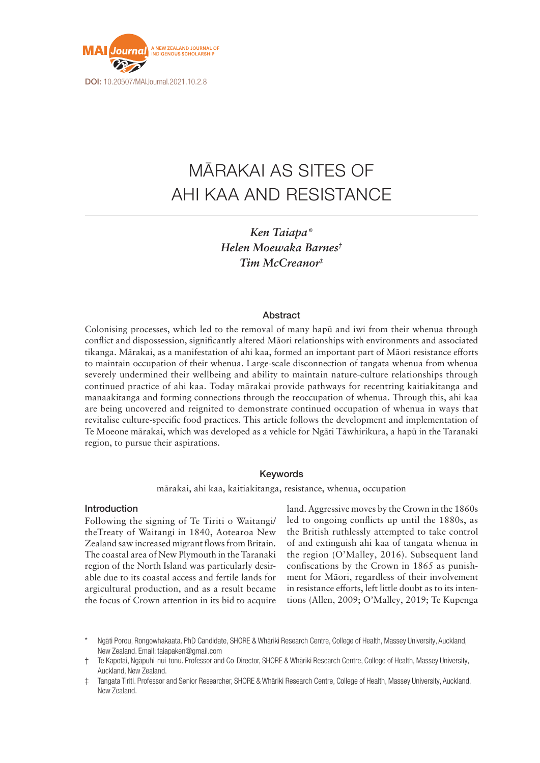DOI: 10.20507/MAIJournal.2021.10.2.8

# MĀRAKAI AS SITES OF AHI KAA AND RESISTANCE

*Ken Taiapa**
*Helen Moewaka Barnes*[†]
*Tim McCreanor*[‡]

## Abstract

Colonising processes, which led to the removal of many hapū and iwi from their whenua through conflict and dispossession, significantly altered Māori relationships with environments and associated tikanga. Mārakai, as a manifestation of ahi kaa, formed an important part of Māori resistance efforts to maintain occupation of their whenua. Large-scale disconnection of tangata whenua from whenua severely undermined their wellbeing and ability to maintain nature-culture relationships through continued practice of ahi kaa. Today mārakai provide pathways for recentring kaitiakitanga and manaakitanga and forming connections through the reoccupation of whenua. Through this, ahi kaa are being uncovered and reignited to demonstrate continued occupation of whenua in ways that revitalise culture-specific food practices. This article follows the development and implementation of Te Moeone mārakai, which was developed as a vehicle for Ngāti Tāwhirikura, a hapū in the Taranaki region, to pursue their aspirations.

## Keywords

mārakai, ahi kaa, kaitiakitanga, resistance, whenua, occupation

## Introduction

Following the signing of Te Tiriti o Waitangi/theTreaty of Waitangi in 1840, Aotearoa New Zealand saw increased migrant flows from Britain. The coastal area of New Plymouth in the Taranaki region of the North Island was particularly desirable due to its coastal access and fertile lands for argicultural production, and as a result became the focus of Crown attention in its bid to acquire land. Aggressive moves by the Crown in the 1860s led to ongoing conflicts up until the 1880s, as the British ruthlessly attempted to take control of and extinguish ahi kaa of tangata whenua in the region (O'Malley, 2016). Subsequent land confiscations by the Crown in 1865 as punishment for Māori, regardless of their involvement in resistance efforts, left little doubt as to its intentions (Allen, 2009; O'Malley, 2019; Te Kupenga

\* Ngāti Porou, Rongowhakaata. PhD Candidate, SHORE & Whāriki Research Centre, College of Health, Massey University, Auckland, New Zealand. Email: taiapaken@gmail.com

† Te Kapotai, Ngāpuhi-nui-tonu. Professor and Co-Director, SHORE & Whāriki Research Centre, College of Health, Massey University, Auckland, New Zealand.

‡ Tangata Tiriti. Professor and Senior Researcher, SHORE & Whāriki Research Centre, College of Health, Massey University, Auckland, New Zealand.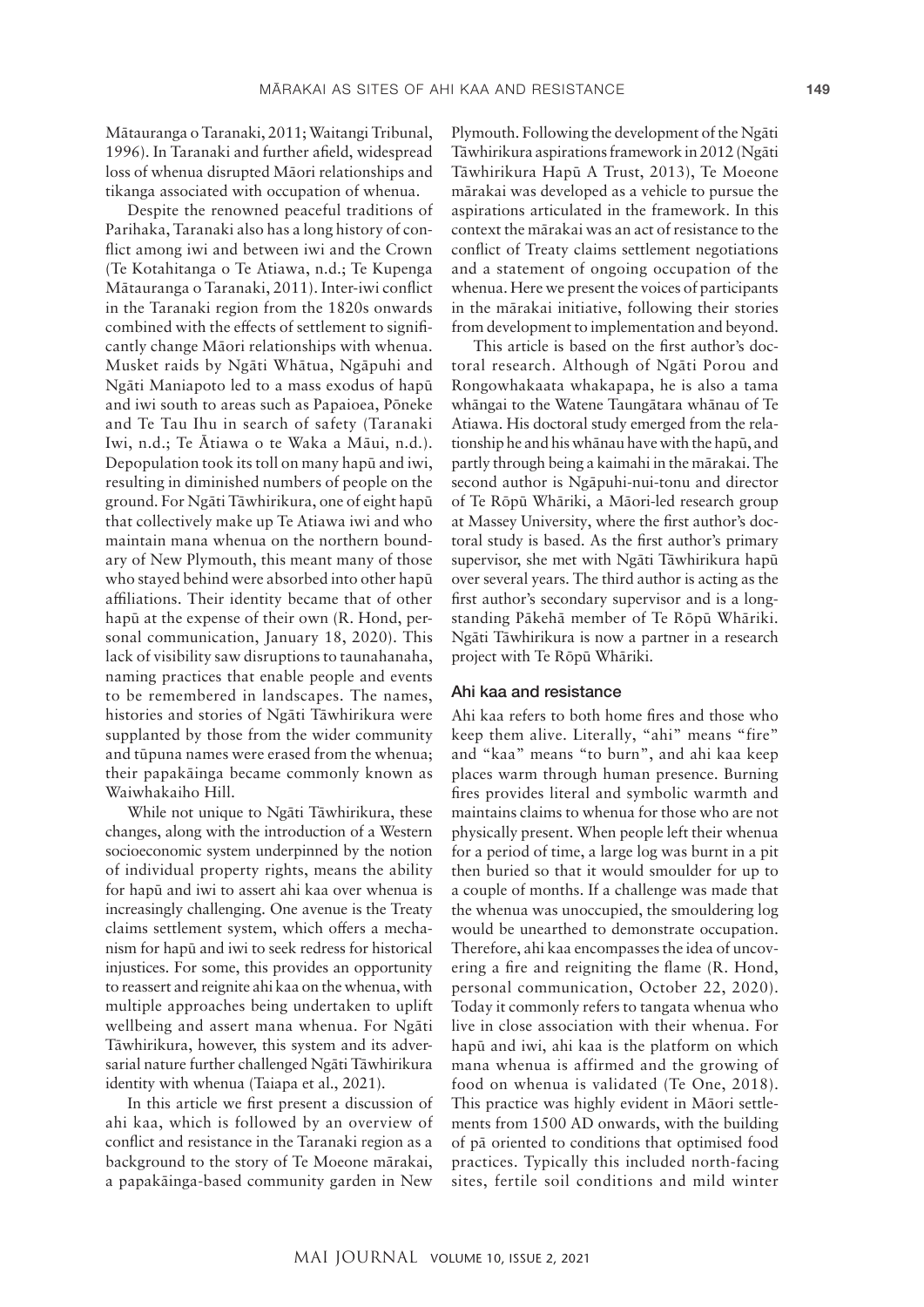Mātauranga o Taranaki, 2011; Waitangi Tribunal, 1996). In Taranaki and further afield, widespread loss of whenua disrupted Māori relationships and tikanga associated with occupation of whenua.

Despite the renowned peaceful traditions of Parihaka, Taranaki also has a long history of conflict among iwi and between iwi and the Crown (Te Kotahitanga o Te Atiawa, n.d.; Te Kupenga Mātauranga o Taranaki, 2011). Inter-iwi conflict in the Taranaki region from the 1820s onwards combined with the effects of settlement to significantly change Māori relationships with whenua. Musket raids by Ngāti Whātua, Ngāpuhi and Ngāti Maniapoto led to a mass exodus of hapū and iwi south to areas such as Papaioea, Pōneke and Te Tau Ihu in search of safety (Taranaki Iwi, n.d.; Te Ātiawa o te Waka a Māui, n.d.). Depopulation took its toll on many hapū and iwi, resulting in diminished numbers of people on the ground. For Ngāti Tāwhirikura, one of eight hapū that collectively make up Te Atiawa iwi and who maintain mana whenua on the northern boundary of New Plymouth, this meant many of those who stayed behind were absorbed into other hapū affiliations. Their identity became that of other hapū at the expense of their own (R. Hond, personal communication, January 18, 2020). This lack of visibility saw disruptions to taunahanaha, naming practices that enable people and events to be remembered in landscapes. The names, histories and stories of Ngāti Tāwhirikura were supplanted by those from the wider community and tūpuna names were erased from the whenua; their papakāinga became commonly known as Waiwhakaiho Hill.

While not unique to Ngāti Tāwhirikura, these changes, along with the introduction of a Western socioeconomic system underpinned by the notion of individual property rights, means the ability for hapū and iwi to assert ahi kaa over whenua is increasingly challenging. One avenue is the Treaty claims settlement system, which offers a mechanism for hapū and iwi to seek redress for historical injustices. For some, this provides an opportunity to reassert and reignite ahi kaa on the whenua, with multiple approaches being undertaken to uplift wellbeing and assert mana whenua. For Ngāti Tāwhirikura, however, this system and its adversarial nature further challenged Ngāti Tāwhirikura identity with whenua (Taiapa et al., 2021).

In this article we first present a discussion of ahi kaa, which is followed by an overview of conflict and resistance in the Taranaki region as a background to the story of Te Moeone mārakai, a papakāinga-based community garden in New Plymouth. Following the development of the Ngāti Tāwhirikura aspirations framework in 2012 (Ngāti Tāwhirikura Hapū A Trust, 2013), Te Moeone mārakai was developed as a vehicle to pursue the aspirations articulated in the framework. In this context the mārakai was an act of resistance to the conflict of Treaty claims settlement negotiations and a statement of ongoing occupation of the whenua. Here we present the voices of participants in the mārakai initiative, following their stories from development to implementation and beyond.

This article is based on the first author's doctoral research. Although of Ngāti Porou and Rongowhakaata whakapapa, he is also a tama whāngai to the Watene Taungātara whānau of Te Atiawa. His doctoral study emerged from the relationship he and his whānau have with the hapū, and partly through being a kaimahi in the mārakai. The second author is Ngāpuhi-nui-tonu and director of Te Rōpū Whāriki, a Māori-led research group at Massey University, where the first author's doctoral study is based. As the first author's primary supervisor, she met with Ngāti Tāwhirikura hapū over several years. The third author is acting as the first author's secondary supervisor and is a longstanding Pākehā member of Te Rōpū Whāriki. Ngāti Tāwhirikura is now a partner in a research project with Te Rōpū Whāriki.

## Ahi kaa and resistance

Ahi kaa refers to both home fires and those who keep them alive. Literally, "ahi" means "fire" and "kaa" means "to burn", and ahi kaa keep places warm through human presence. Burning fires provides literal and symbolic warmth and maintains claims to whenua for those who are not physically present. When people left their whenua for a period of time, a large log was burnt in a pit then buried so that it would smoulder for up to a couple of months. If a challenge was made that the whenua was unoccupied, the smouldering log would be unearthed to demonstrate occupation. Therefore, ahi kaa encompasses the idea of uncovering a fire and reigniting the flame (R. Hond, personal communication, October 22, 2020). Today it commonly refers to tangata whenua who live in close association with their whenua. For hapū and iwi, ahi kaa is the platform on which mana whenua is affirmed and the growing of food on whenua is validated (Te One, 2018). This practice was highly evident in Māori settlements from 1500 AD onwards, with the building of pā oriented to conditions that optimised food practices. Typically this included north-facing sites, fertile soil conditions and mild winter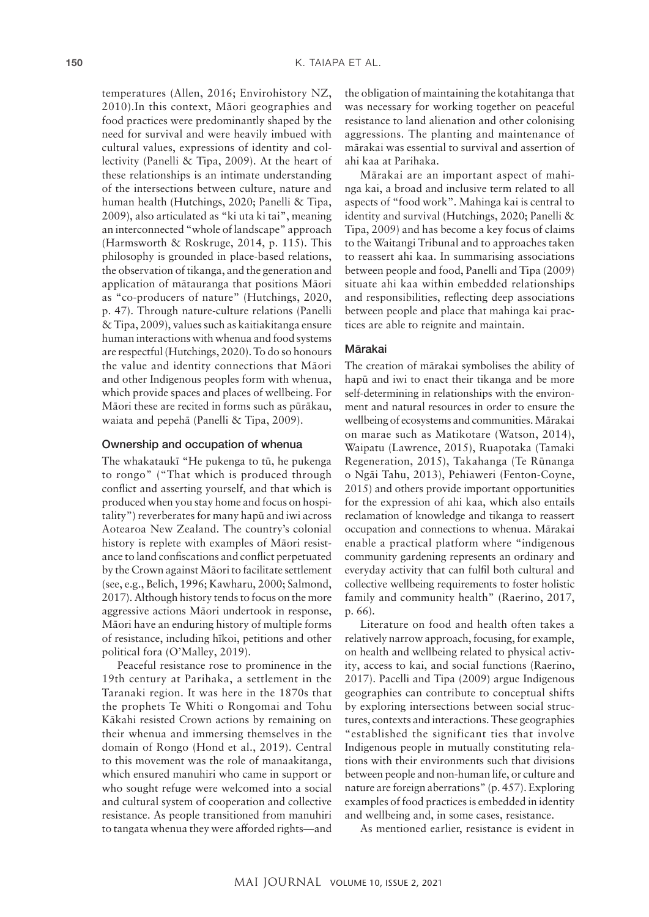temperatures (Allen, 2016; Envirohistory NZ, 2010).In this context, Māori geographies and food practices were predominantly shaped by the need for survival and were heavily imbued with cultural values, expressions of identity and collectivity (Panelli & Tipa, 2009). At the heart of these relationships is an intimate understanding of the intersections between culture, nature and human health (Hutchings, 2020; Panelli & Tipa, 2009), also articulated as "ki uta ki tai", meaning an interconnected "whole of landscape" approach (Harmsworth & Roskruge, 2014, p. 115). This philosophy is grounded in place-based relations, the observation of tikanga, and the generation and application of mātauranga that positions Māori as "co-producers of nature" (Hutchings, 2020, p. 47). Through nature-culture relations (Panelli & Tipa, 2009), values such as kaitiakitanga ensure human interactions with whenua and food systems are respectful (Hutchings, 2020). To do so honours the value and identity connections that Māori and other Indigenous peoples form with whenua, which provide spaces and places of wellbeing. For Māori these are recited in forms such as pūrākau, waiata and pepehā (Panelli & Tipa, 2009).

### Ownership and occupation of whenua

The whakataukī "He pukenga to tū, he pukenga to rongo" ("That which is produced through conflict and asserting yourself, and that which is produced when you stay home and focus on hospitality") reverberates for many hapū and iwi across Aotearoa New Zealand. The country's colonial history is replete with examples of Māori resistance to land confiscations and conflict perpetuated by the Crown against Māori to facilitate settlement (see, e.g., Belich, 1996; Kawharu, 2000; Salmond, 2017). Although history tends to focus on the more aggressive actions Māori undertook in response, Māori have an enduring history of multiple forms of resistance, including hīkoi, petitions and other political fora (O'Malley, 2019).

Peaceful resistance rose to prominence in the 19th century at Parihaka, a settlement in the Taranaki region. It was here in the 1870s that the prophets Te Whiti o Rongomai and Tohu Kākahi resisted Crown actions by remaining on their whenua and immersing themselves in the domain of Rongo (Hond et al., 2019). Central to this movement was the role of manaakitanga, which ensured manuhiri who came in support or who sought refuge were welcomed into a social and cultural system of cooperation and collective resistance. As people transitioned from manuhiri to tangata whenua they were afforded rights—and the obligation of maintaining the kotahitanga that was necessary for working together on peaceful resistance to land alienation and other colonising aggressions. The planting and maintenance of mārakai was essential to survival and assertion of ahi kaa at Parihaka.

Mārakai are an important aspect of mahinga kai, a broad and inclusive term related to all aspects of "food work". Mahinga kai is central to identity and survival (Hutchings, 2020; Panelli & Tipa, 2009) and has become a key focus of claims to the Waitangi Tribunal and to approaches taken to reassert ahi kaa. In summarising associations between people and food, Panelli and Tipa (2009) situate ahi kaa within embedded relationships and responsibilities, reflecting deep associations between people and place that mahinga kai practices are able to reignite and maintain.

### Mārakai

The creation of mārakai symbolises the ability of hapū and iwi to enact their tikanga and be more self-determining in relationships with the environment and natural resources in order to ensure the wellbeing of ecosystems and communities. Mārakai on marae such as Matikotare (Watson, 2014), Waipatu (Lawrence, 2015), Ruapotaka (Tamaki Regeneration, 2015), Takahanga (Te Rūnanga o Ngāi Tahu, 2013), Pehiaweri (Fenton-Coyne, 2015) and others provide important opportunities for the expression of ahi kaa, which also entails reclamation of knowledge and tikanga to reassert occupation and connections to whenua. Mārakai enable a practical platform where "indigenous community gardening represents an ordinary and everyday activity that can fulfil both cultural and collective wellbeing requirements to foster holistic family and community health" (Raerino, 2017, p. 66).

Literature on food and health often takes a relatively narrow approach, focusing, for example, on health and wellbeing related to physical activity, access to kai, and social functions (Raerino, 2017). Pacelli and Tipa (2009) argue Indigenous geographies can contribute to conceptual shifts by exploring intersections between social structures, contexts and interactions. These geographies "established the significant ties that involve Indigenous people in mutually constituting relations with their environments such that divisions between people and non-human life, or culture and nature are foreign aberrations" (p. 457). Exploring examples of food practices is embedded in identity and wellbeing and, in some cases, resistance.

As mentioned earlier, resistance is evident in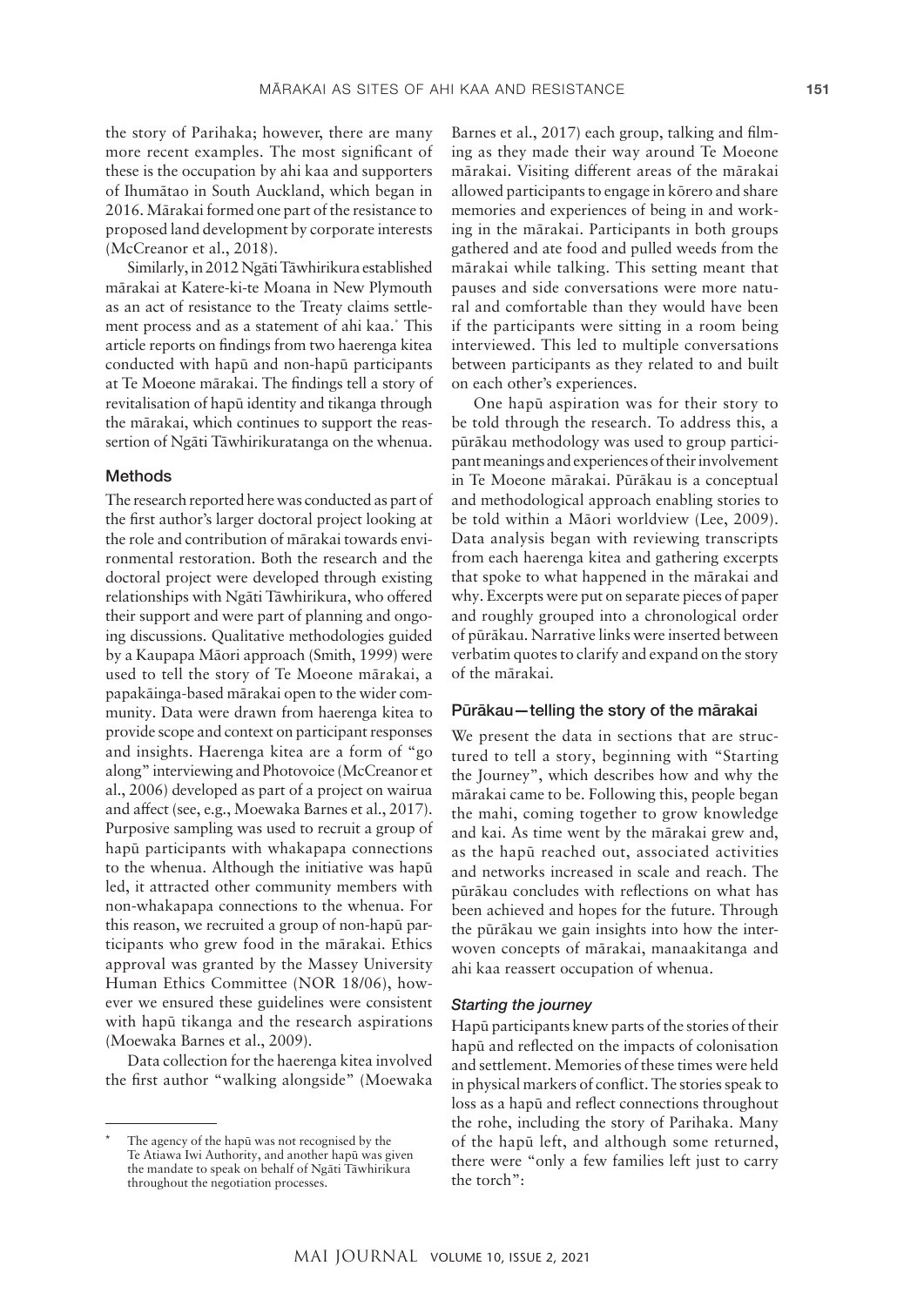the story of Parihaka; however, there are many more recent examples. The most significant of these is the occupation by ahi kaa and supporters of Ihumātao in South Auckland, which began in 2016. Māra kai formed one part of the resistance to proposed land development by corporate interests (McCreanor et al., 2018).

Similarly, in 2012 Ngāti Tāwhirikura established māra kai at Katere-ki-te Moana in New Plymouth as an act of resistance to the Treaty claims settlement process and as a statement of ahi kaa.* This article reports on findings from two haerenga kitea conducted with hapū and non-hapū participants at Te Moeone māra kai. The findings tell a story of revitalisation of hapū identity and tikanga through the māra kai, which continues to support the reassertion of Ngāti Tāwhirikuratanga on the whenua.

## Methods

The research reported here was conducted as part of the first author's larger doctoral project looking at the role and contribution of māra kai towards environmental restoration. Both the research and the doctoral project were developed through existing relationships with Ngāti Tāwhirikura, who offered their support and were part of planning and ongoing discussions. Qualitative methodologies guided by a Kaupapa Māori approach (Smith, 1999) were used to tell the story of Te Moeone māra kai, a papakāinga-based māra kai open to the wider community. Data were drawn from haerenga kitea to provide scope and context on participant responses and insights. Haerenga kitea are a form of "go along" interviewing and Photovoice (McCreanor et al., 2006) developed as part of a project on wairua and affect (see, e.g., Moewaka Barnes et al., 2017). Purposive sampling was used to recruit a group of hapū participants with whakapapa connections to the whenua. Although the initiative was hapū led, it attracted other community members with non-whakapapa connections to the whenua. For this reason, we recruited a group of non-hapū participants who grew food in the māra kai. Ethics approval was granted by the Massey University Human Ethics Committee (NOR 18/06), however we ensured these guidelines were consistent with hapū tikanga and the research aspirations (Moewaka Barnes et al., 2009).

Data collection for the haerenga kitea involved the first author "walking alongside" (Moewaka Barnes et al., 2017) each group, talking and filming as they made their way around Te Moeone māra kai. Visiting different areas of the māra kai allowed participants to engage in kōrero and share memories and experiences of being in and working in the māra kai. Participants in both groups gathered and ate food and pulled weeds from the māra kai while talking. This setting meant that pauses and side conversations were more natural and comfortable than they would have been if the participants were sitting in a room being interviewed. This led to multiple conversations between participants as they related to and built on each other's experiences.

One hapū aspiration was for their story to be told through the research. To address this, a pūrākau methodology was used to group participant meanings and experiences of their involvement in Te Moeone māra kai. Pūrākau is a conceptual and methodological approach enabling stories to be told within a Māori worldview (Lee, 2009). Data analysis began with reviewing transcripts from each haerenga kitea and gathering excerpts that spoke to what happened in the māra kai and why. Excerpts were put on separate pieces of paper and roughly grouped into a chronological order of pūrākau. Narrative links were inserted between verbatim quotes to clarify and expand on the story of the māra kai.

## Pūrākau—telling the story of the māra kai

We present the data in sections that are structured to tell a story, beginning with "Starting the Journey", which describes how and why the māra kai came to be. Following this, people began the mahi, coming together to grow knowledge and kai. As time went by the māra kai grew and, as the hapū reached out, associated activities and networks increased in scale and reach. The pūrākau concludes with reflections on what has been achieved and hopes for the future. Through the pūrākau we gain insights into how the interwoven concepts of māra kai, manaakitanga and ahi kaa reassert occupation of whenua.

### *Starting the journey*

Hapū participants knew parts of the stories of their hapū and reflected on the impacts of colonisation and settlement. Memories of these times were held in physical markers of conflict. The stories speak to loss as a hapū and reflect connections throughout the rohe, including the story of Parihaka. Many of the hapū left, and although some returned, there were "only a few families left just to carry the torch":

---

\* The agency of the hapū was not recognised by the Te Atiawa Iwi Authority, and another hapū was given the mandate to speak on behalf of Ngāti Tāwhirikura throughout the negotiation processes.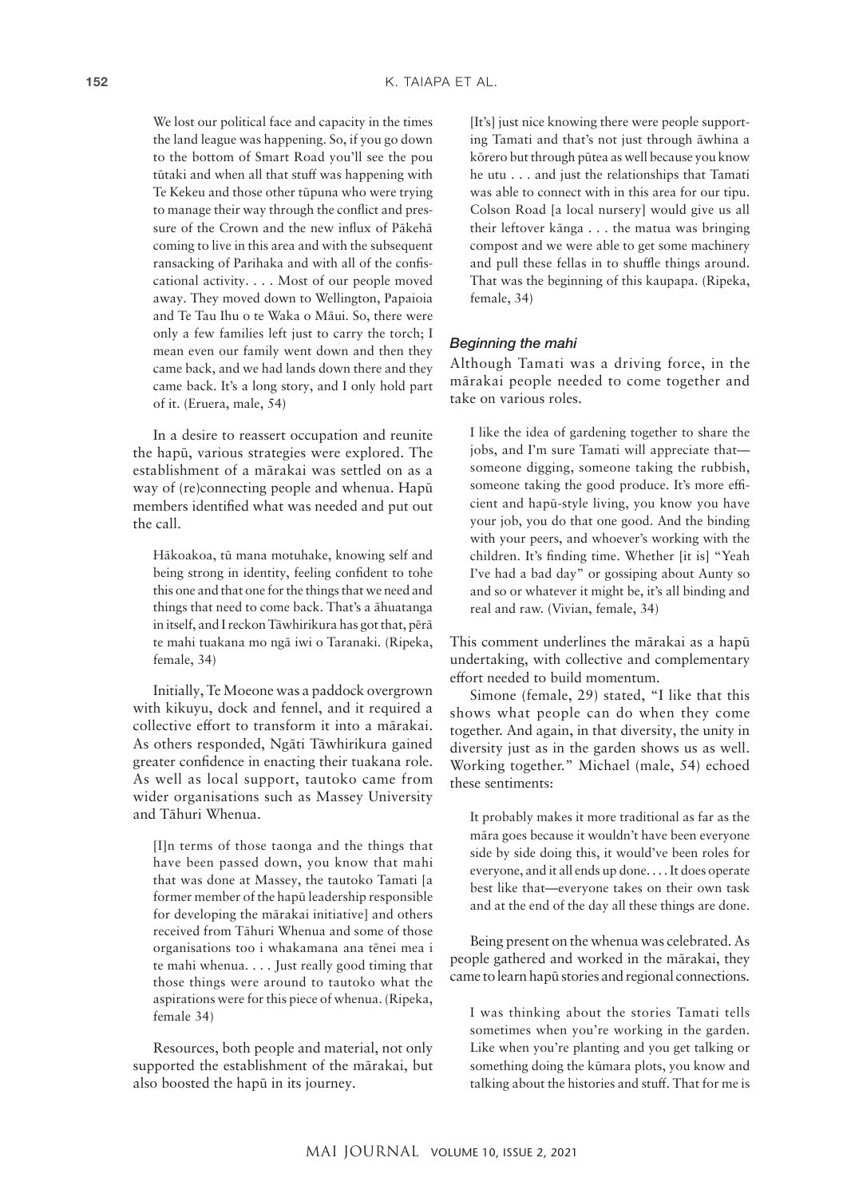> We lost our political face and capacity in the times the land league was happening. So, if you go down to the bottom of Smart Road you'll see the pou tūtaki and when all that stuff was happening with Te Kekeu and those other tūpuna who were trying to manage their way through the conflict and pressure of the Crown and the new influx of Pākehā coming to live in this area and with the subsequent ransacking of Parihaka and with all of the confiscational activity. . . . Most of our people moved away. They moved down to Wellington, Papaioia and Te Tau Ihu o te Waka o Māui. So, there were only a few families left just to carry the torch; I mean even our family went down and then they came back, and we had lands down there and they came back. It's a long story, and I only hold part of it. (Eruera, male, 54)

In a desire to reassert occupation and reunite the hapū, various strategies were explored. The establishment of a mārakai was settled on as a way of (re)connecting people and whenua. Hapū members identified what was needed and put out the call.

> Hākoakoa, tū mana motuhake, knowing self and being strong in identity, feeling confident to tohe this one and that one for the things that we need and things that need to come back. That's a āhuatanga in itself, and I reckon Tāwhirikura has got that, pērā te mahi tuakana mo ngā iwi o Taranaki. (Ripeka, female, 34)

Initially, Te Moeone was a paddock overgrown with kikuyu, dock and fennel, and it required a collective effort to transform it into a mārakai. As others responded, Ngāti Tāwhirikura gained greater confidence in enacting their tuakana role. As well as local support, tautoko came from wider organisations such as Massey University and Tāhuri Whenua.

> [I]n terms of those taonga and the things that have been passed down, you know that mahi that was done at Massey, the tautoko Tamati [a former member of the hapū leadership responsible for developing the mārakai initiative] and others received from Tāhuri Whenua and some of those organisations too i whakamana ana tēnei mea i te mahi whenua. . . . Just really good timing that those things were around to tautoko what the aspirations were for this piece of whenua. (Ripeka, female 34)

Resources, both people and material, not only supported the establishment of the mārakai, but also boosted the hapū in its journey.

> [It's] just nice knowing there were people supporting Tamati and that's not just through āwhina a kōrero but through pūtea as well because you know he utu . . . and just the relationships that Tamati was able to connect with in this area for our tipu. Colson Road [a local nursery] would give us all their leftover kānga . . . the matua was bringing compost and we were able to get some machinery and pull these fellas in to shuffle things around. That was the beginning of this kaupapa. (Ripeka, female, 34)

### *Beginning the mahi*

Although Tamati was a driving force, in the mārakai people needed to come together and take on various roles.

> I like the idea of gardening together to share the jobs, and I'm sure Tamati will appreciate that—someone digging, someone taking the rubbish, someone taking the good produce. It's more efficient and hapū-style living, you know you have your job, you do that one good. And the binding with your peers, and whoever's working with the children. It's finding time. Whether [it is] "Yeah I've had a bad day" or gossiping about Aunty so and so or whatever it might be, it's all binding and real and raw. (Vivian, female, 34)

This comment underlines the mārakai as a hapū undertaking, with collective and complementary effort needed to build momentum.

Simone (female, 29) stated, "I like that this shows what people can do when they come together. And again, in that diversity, the unity in diversity just as in the garden shows us as well. Working together." Michael (male, 54) echoed these sentiments:

> It probably makes it more traditional as far as the māra goes because it wouldn't have been everyone side by side doing this, it would've been roles for everyone, and it all ends up done. . . . It does operate best like that—everyone takes on their own task and at the end of the day all these things are done.

Being present on the whenua was celebrated. As people gathered and worked in the mārakai, they came to learn hapū stories and regional connections.

> I was thinking about the stories Tamati tells sometimes when you're working in the garden. Like when you're planting and you get talking or something doing the kūmara plots, you know and talking about the histories and stuff. That for me is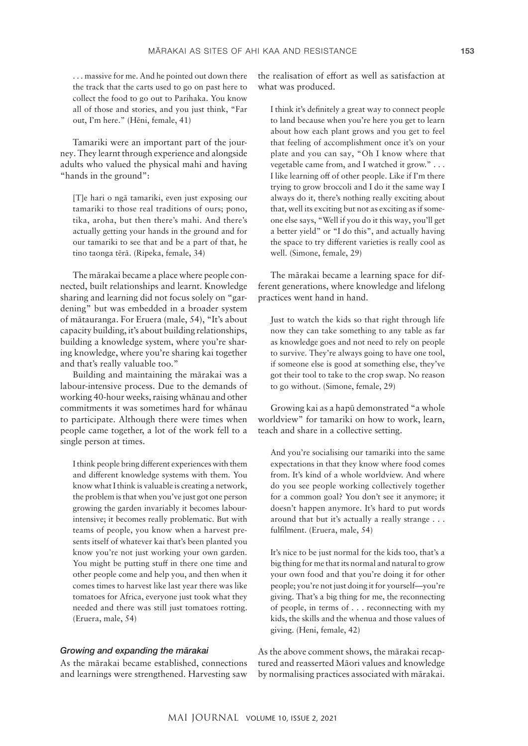. . . massive for me. And he pointed out down there the track that the carts used to go on past here to collect the food to go out to Parihaka. You know all of those and stories, and you just think, "Far out, I'm here." (Hēni, female, 41)

Tamariki were an important part of the journey. They learnt through experience and alongside adults who valued the physical mahi and having "hands in the ground":

> [T]e hari o ngā tamariki, even just exposing our tamariki to those real traditions of ours; pono, tika, aroha, but then there's mahi. And there's actually getting your hands in the ground and for our tamariki to see that and be a part of that, he tino taonga tērā. (Ripeka, female, 34)

The mārakai became a place where people connected, built relationships and learnt. Knowledge sharing and learning did not focus solely on "gardening" but was embedded in a broader system of mātauranga. For Eruera (male, 54), "It's about capacity building, it's about building relationships, building a knowledge system, where you're sharing knowledge, where you're sharing kai together and that's really valuable too."

Building and maintaining the mārakai was a labour-intensive process. Due to the demands of working 40-hour weeks, raising whānau and other commitments it was sometimes hard for whānau to participate. Although there were times when people came together, a lot of the work fell to a single person at times.

> I think people bring different experiences with them and different knowledge systems with them. You know what I think is valuable is creating a network, the problem is that when you've just got one person growing the garden invariably it becomes labour-intensive; it becomes really problematic. But with teams of people, you know when a harvest presents itself of whatever kai that's been planted you know you're not just working your own garden. You might be putting stuff in there one time and other people come and help you, and then when it comes times to harvest like last year there was like tomatoes for Africa, everyone just took what they needed and there was still just tomatoes rotting. (Eruera, male, 54)

### *Growing and expanding the mārakai*

As the mārakai became established, connections and learnings were strengthened. Harvesting saw the realisation of effort as well as satisfaction at what was produced.

> I think it's definitely a great way to connect people to land because when you're here you get to learn about how each plant grows and you get to feel that feeling of accomplishment once it's on your plate and you can say, "Oh I know where that vegetable came from, and I watched it grow." . . . I like learning off of other people. Like if I'm there trying to grow broccoli and I do it the same way I always do it, there's nothing really exciting about that, well its exciting but not as exciting as if someone else says, "Well if you do it this way, you'll get a better yield" or "I do this", and actually having the space to try different varieties is really cool as well. (Simone, female, 29)

The mārakai became a learning space for different generations, where knowledge and lifelong practices went hand in hand.

> Just to watch the kids so that right through life now they can take something to any table as far as knowledge goes and not need to rely on people to survive. They're always going to have one tool, if someone else is good at something else, they've got their tool to take to the crop swap. No reason to go without. (Simone, female, 29)

Growing kai as a hapū demonstrated "a whole worldview" for tamariki on how to work, learn, teach and share in a collective setting.

> And you're socialising our tamariki into the same expectations in that they know where food comes from. It's kind of a whole worldview. And where do you see people working collectively together for a common goal? You don't see it anymore; it doesn't happen anymore. It's hard to put words around that but it's actually a really strange . . . fulfilment. (Eruera, male, 54)

> It's nice to be just normal for the kids too, that's a big thing for me that its normal and natural to grow your own food and that you're doing it for other people; you're not just doing it for yourself—you're giving. That's a big thing for me, the reconnecting of people, in terms of . . . reconnecting with my kids, the skills and the whenua and those values of giving. (Heni, female, 42)

As the above comment shows, the mārakai recaptured and reasserted Māori values and knowledge by normalising practices associated with mārakai.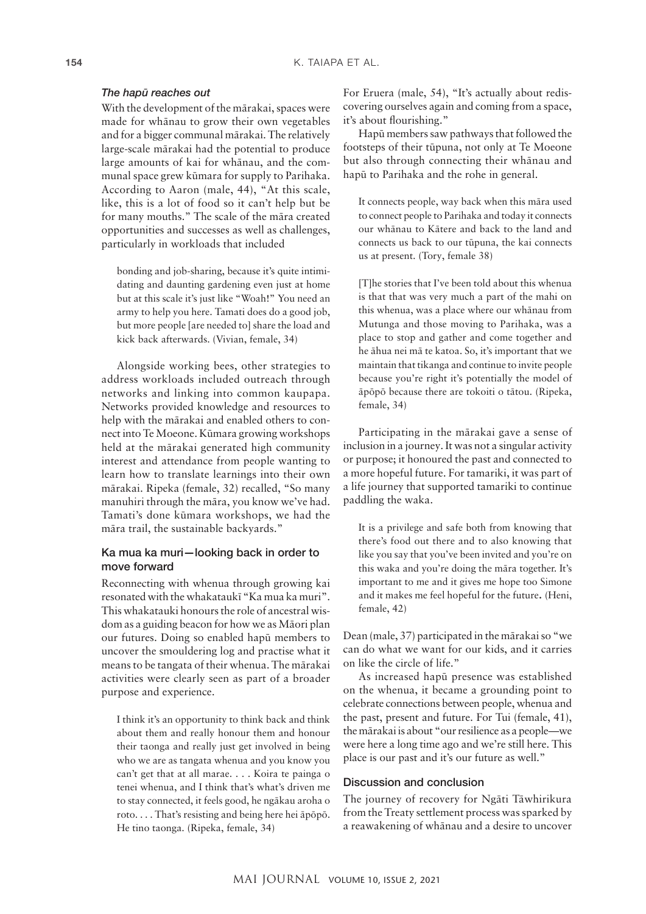### *The hapū reaches out*

With the development of the mārakai, spaces were made for whānau to grow their own vegetables and for a bigger communal mārakai. The relatively large-scale mārakai had the potential to produce large amounts of kai for whānau, and the communal space grew kūmara for supply to Parihaka. According to Aaron (male, 44), "At this scale, like, this is a lot of food so it can't help but be for many mouths." The scale of the māra created opportunities and successes as well as challenges, particularly in workloads that included

> bonding and job-sharing, because it's quite intimidating and daunting gardening even just at home but at this scale it's just like "Woah!" You need an army to help you here. Tamati does do a good job, but more people [are needed to] share the load and kick back afterwards. (Vivian, female, 34)

Alongside working bees, other strategies to address workloads included outreach through networks and linking into common kaupapa. Networks provided knowledge and resources to help with the mārakai and enabled others to connect into Te Moeone. Kūmara growing workshops held at the mārakai generated high community interest and attendance from people wanting to learn how to translate learnings into their own mārakai. Ripeka (female, 32) recalled, "So many manuhiri through the māra, you know we've had. Tamati's done kūmara workshops, we had the māra trail, the sustainable backyards."

## Ka mua ka muri—looking back in order to move forward

Reconnecting with whenua through growing kai resonated with the whakataukī "Ka mua ka muri". This whakatauki honours the role of ancestral wisdom as a guiding beacon for how we as Māori plan our futures. Doing so enabled hapū members to uncover the smouldering log and practise what it means to be tangata of their whenua. The mārakai activities were clearly seen as part of a broader purpose and experience.

> I think it's an opportunity to think back and think about them and really honour them and honour their taonga and really just get involved in being who we are as tangata whenua and you know you can't get that at all marae. . . . Koira te painga o tenei whenua, and I think that's what's driven me to stay connected, it feels good, he ngākau aroha o roto. . . . That's resisting and being here hei āpōpō. He tino taonga. (Ripeka, female, 34)

For Eruera (male, 54), "It's actually about rediscovering ourselves again and coming from a space, it's about flourishing."

Hapū members saw pathways that followed the footsteps of their tūpuna, not only at Te Moeone but also through connecting their whānau and hapū to Parihaka and the rohe in general.

> It connects people, way back when this māra used to connect people to Parihaka and today it connects our whānau to Kātere and back to the land and connects us back to our tūpuna, the kai connects us at present. (Tory, female 38)

> [T]he stories that I've been told about this whenua is that that was very much a part of the mahi on this whenua, was a place where our whānau from Mutunga and those moving to Parihaka, was a place to stop and gather and come together and he āhua nei mā te katoa. So, it's important that we maintain that tikanga and continue to invite people because you're right it's potentially the model of āpōpō because there are tokoiti o tātou. (Ripeka, female, 34)

Participating in the mārakai gave a sense of inclusion in a journey. It was not a singular activity or purpose; it honoured the past and connected to a more hopeful future. For tamariki, it was part of a life journey that supported tamariki to continue paddling the waka.

> It is a privilege and safe both from knowing that there's food out there and to also knowing that like you say that you've been invited and you're on this waka and you're doing the māra together. It's important to me and it gives me hope too Simone and it makes me feel hopeful for the future. (Heni, female, 42)

Dean (male, 37) participated in the mārakai so "we can do what we want for our kids, and it carries on like the circle of life."

As increased hapū presence was established on the whenua, it became a grounding point to celebrate connections between people, whenua and the past, present and future. For Tui (female, 41), the mārakai is about "our resilience as a people—we were here a long time ago and we're still here. This place is our past and it's our future as well."

## Discussion and conclusion

The journey of recovery for Ngāti Tāwhirikura from the Treaty settlement process was sparked by a reawakening of whānau and a desire to uncover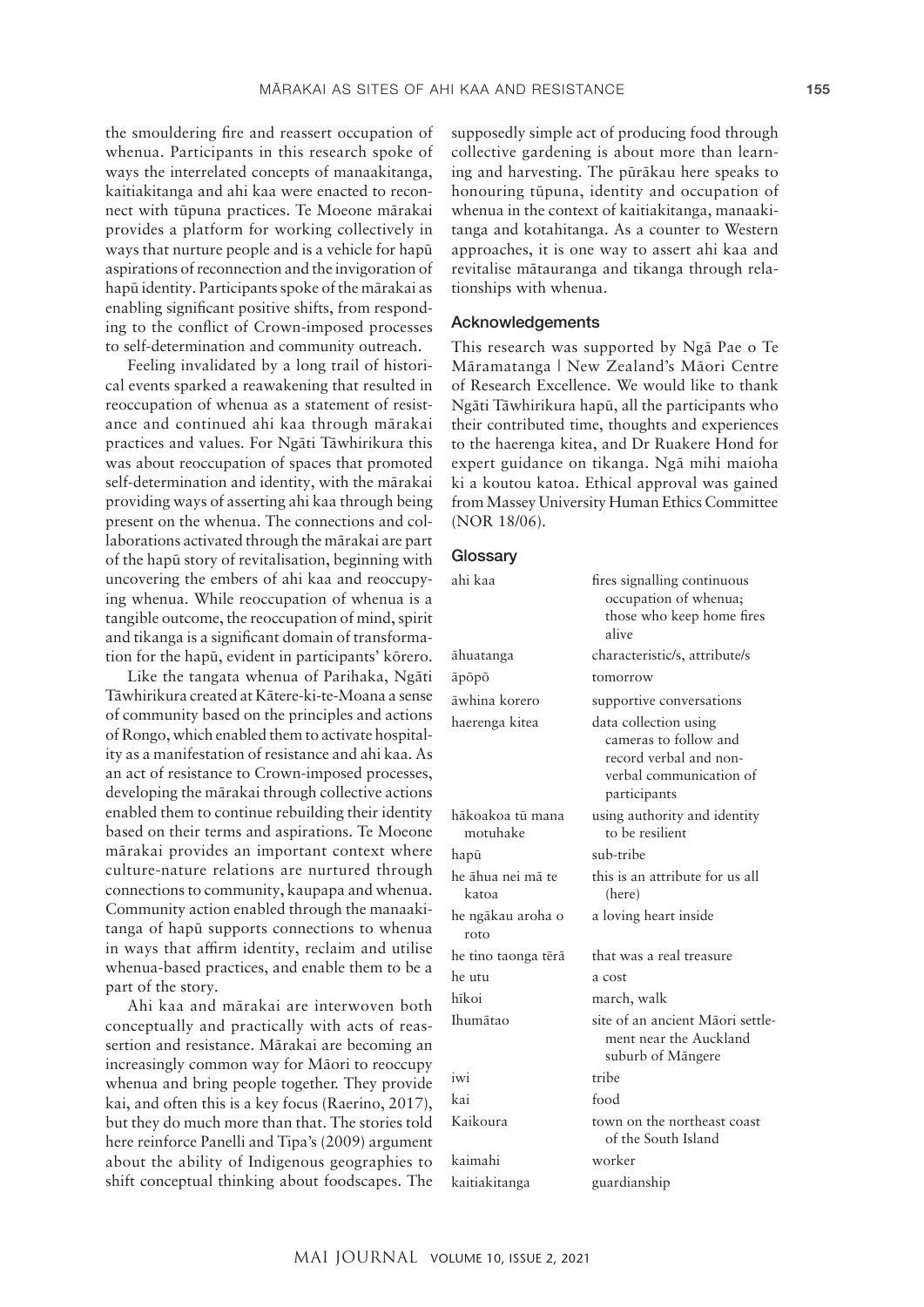the smouldering fire and reassert occupation of whenua. Participants in this research spoke of ways the interrelated concepts of manaakitanga, kaitiakitanga and ahi kaa were enacted to reconnect with tūpuna practices. Te Moeone mārakai provides a platform for working collectively in ways that nurture people and is a vehicle for hapū aspirations of reconnection and the invigoration of hapū identity. Participants spoke of the mārakai as enabling significant positive shifts, from responding to the conflict of Crown-imposed processes to self-determination and community outreach.

Feeling invalidated by a long trail of historical events sparked a reawakening that resulted in reoccupation of whenua as a statement of resistance and continued ahi kaa through mārakai practices and values. For Ngāti Tāwhirikura this was about reoccupation of spaces that promoted self-determination and identity, with the mārakai providing ways of asserting ahi kaa through being present on the whenua. The connections and collaborations activated through the mārakai are part of the hapū story of revitalisation, beginning with uncovering the embers of ahi kaa and reoccupying whenua. While reoccupation of whenua is a tangible outcome, the reoccupation of mind, spirit and tikanga is a significant domain of transformation for the hapū, evident in participants' kōrero.

Like the tangata whenua of Parihaka, Ngāti Tāwhirikura created at Kātere-ki-te-Moana a sense of community based on the principles and actions of Rongo, which enabled them to activate hospitality as a manifestation of resistance and ahi kaa. As an act of resistance to Crown-imposed processes, developing the mārakai through collective actions enabled them to continue rebuilding their identity based on their terms and aspirations. Te Moeone mārakai provides an important context where culture-nature relations are nurtured through connections to community, kaupapa and whenua. Community action enabled through the manaakitanga of hapū supports connections to whenua in ways that affirm identity, reclaim and utilise whenua-based practices, and enable them to be a part of the story.

Ahi kaa and mārakai are interwoven both conceptually and practically with acts of reassertion and resistance. Mārakai are becoming an increasingly common way for Māori to reoccupy whenua and bring people together. They provide kai, and often this is a key focus (Raerino, 2017), but they do much more than that. The stories told here reinforce Panelli and Tipa's (2009) argument about the ability of Indigenous geographies to shift conceptual thinking about foodscapes. The supposedly simple act of producing food through collective gardening is about more than learning and harvesting. The pūrākau here speaks to honouring tūpuna, identity and occupation of whenua in the context of kaitiakitanga, manaakitanga and kotahitanga. As a counter to Western approaches, it is one way to assert ahi kaa and revitalise mātauranga and tikanga through relationships with whenua.

## Acknowledgements

This research was supported by Ngā Pae o Te Māramatanga | New Zealand's Māori Centre of Research Excellence. We would like to thank Ngāti Tāwhirikura hapū, all the participants who their contributed time, thoughts and experiences to the haerenga kitea, and Dr Ruakere Hond for expert guidance on tikanga. Ngā mihi maioha ki a koutou katoa. Ethical approval was gained from Massey University Human Ethics Committee (NOR 18/06).

## Glossary

| | |
|---|---|
| ahi kaa | fires signalling continuous occupation of whenua; those who keep home fires alive |
| āhuatanga | characteristic/s, attribute/s |
| āpōpō | tomorrow |
| āwhina korero | supportive conversations |
| haerenga kitea | data collection using cameras to follow and record verbal and non-verbal communication of participants |
| hākoakoa tū mana motuhake | using authority and identity to be resilient |
| hapū | sub-tribe |
| he āhua nei mā te katoa | this is an attribute for us all (here) |
| he ngākau aroha o roto | a loving heart inside |
| he tino taonga tērā | that was a real treasure |
| he utu | a cost |
| hīkoi | march, walk |
| Ihumātao | site of an ancient Māori settlement near the Auckland suburb of Māngere |
| iwi | tribe |
| kai | food |
| Kaikoura | town on the northeast coast of the South Island |
| kaimahi | worker |
| kaitiakitanga | guardianship |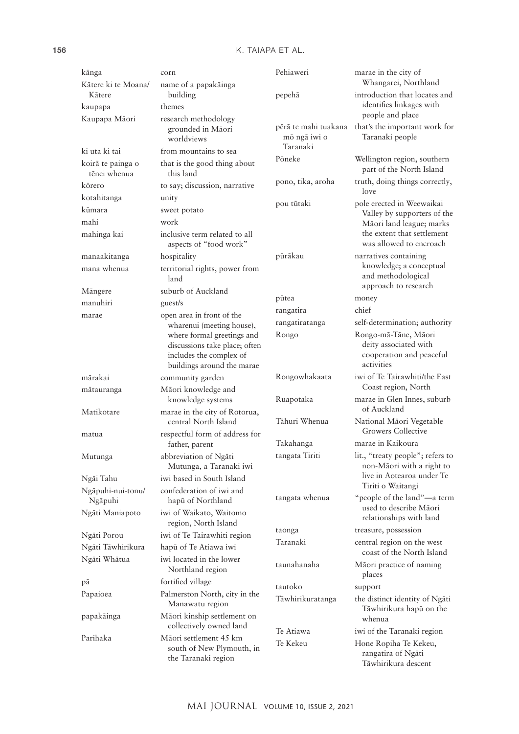| | |
|---|---|
| kānga | corn |
| Kātere ki te Moana/ Kātere | name of a papakāinga building |
| kaupapa | themes |
| Kaupapa Māori | research methodology grounded in Māori worldviews |
| ki uta ki tai | from mountains to sea |
| koirā te painga o tēnei whenua | that is the good thing about this land |
| kōrero | to say; discussion, narrative |
| kotahitanga | unity |
| kūmara | sweet potato |
| mahi | work |
| mahinga kai | inclusive term related to all aspects of "food work" |
| manaakitanga | hospitality |
| mana whenua | territorial rights, power from land |
| Māngere | suburb of Auckland |
| manuhiri | guest/s |
| marae | open area in front of the wharenui (meeting house), where formal greetings and discussions take place; often includes the complex of buildings around the marae |
| mārakai | community garden |
| mātauranga | Māori knowledge and knowledge systems |
| Matikotare | marae in the city of Rotorua, central North Island |
| matua | respectful form of address for father, parent |
| Mutunga | abbreviation of Ngāti Mutunga, a Taranaki iwi |
| Ngāi Tahu | iwi based in South Island |
| Ngāpuhi-nui-tonu/ Ngāpuhi | confederation of iwi and hapū of Northland |
| Ngāti Maniapoto | iwi of Waikato, Waitomo region, North Island |
| Ngāti Porou | iwi of Te Tairawhiti region |
| Ngāti Tāwhirikura | hapū of Te Atiawa iwi |
| Ngāti Whātua | iwi located in the lower Northland region |
| pā | fortified village |
| Papaioea | Palmerston North, city in the Manawatu region |
| papakāinga | Māori kinship settlement on collectively owned land |
| Parihaka | Māori settlement 45 km south of New Plymouth, in the Taranaki region |
| Pehiaweri | marae in the city of Whangarei, Northland |
| pepehā | introduction that locates and identifies linkages with people and place |
| pērā te mahi tuakana mō ngā iwi o Taranaki | that's the important work for Taranaki people |
| Pōneke | Wellington region, southern part of the North Island |
| pono, tika, aroha | truth, doing things correctly, love |
| pou tūtaki | pole erected in Weewaikai Valley by supporters of the Māori land league; marks the extent that settlement was allowed to encroach |
| pūrākau | narratives containing knowledge; a conceptual and methodological approach to research |
| pūtea | money |
| rangatira | chief |
| rangatiratanga | self-determination; authority |
| Rongo | Rongo-mā-Tāne, Māori deity associated with cooperation and peaceful activities |
| Rongowhakaata | iwi of Te Tairawhiti/the East Coast region, North |
| Ruapotaka | marae in Glen Innes, suburb of Auckland |
| Tāhuri Whenua | National Māori Vegetable Growers Collective |
| Takahanga | marae in Kaikoura |
| tangata Tiriti | lit., "treaty people"; refers to non-Māori with a right to live in Aotearoa under Te Tiriti o Waitangi |
| tangata whenua | "people of the land"—a term used to describe Māori relationships with land |
| taonga | treasure, possession |
| Taranaki | central region on the west coast of the North Island |
| taunahanaha | Māori practice of naming places |
| tautoko | support |
| Tāwhirikuratanga | the distinct identity of Ngāti Tāwhirikura hapū on the whenua |
| Te Atiawa | iwi of the Taranaki region |
| Te Kekeu | Hone Ropiha Te Kekeu, rangatira of Ngāti Tāwhirikura descent |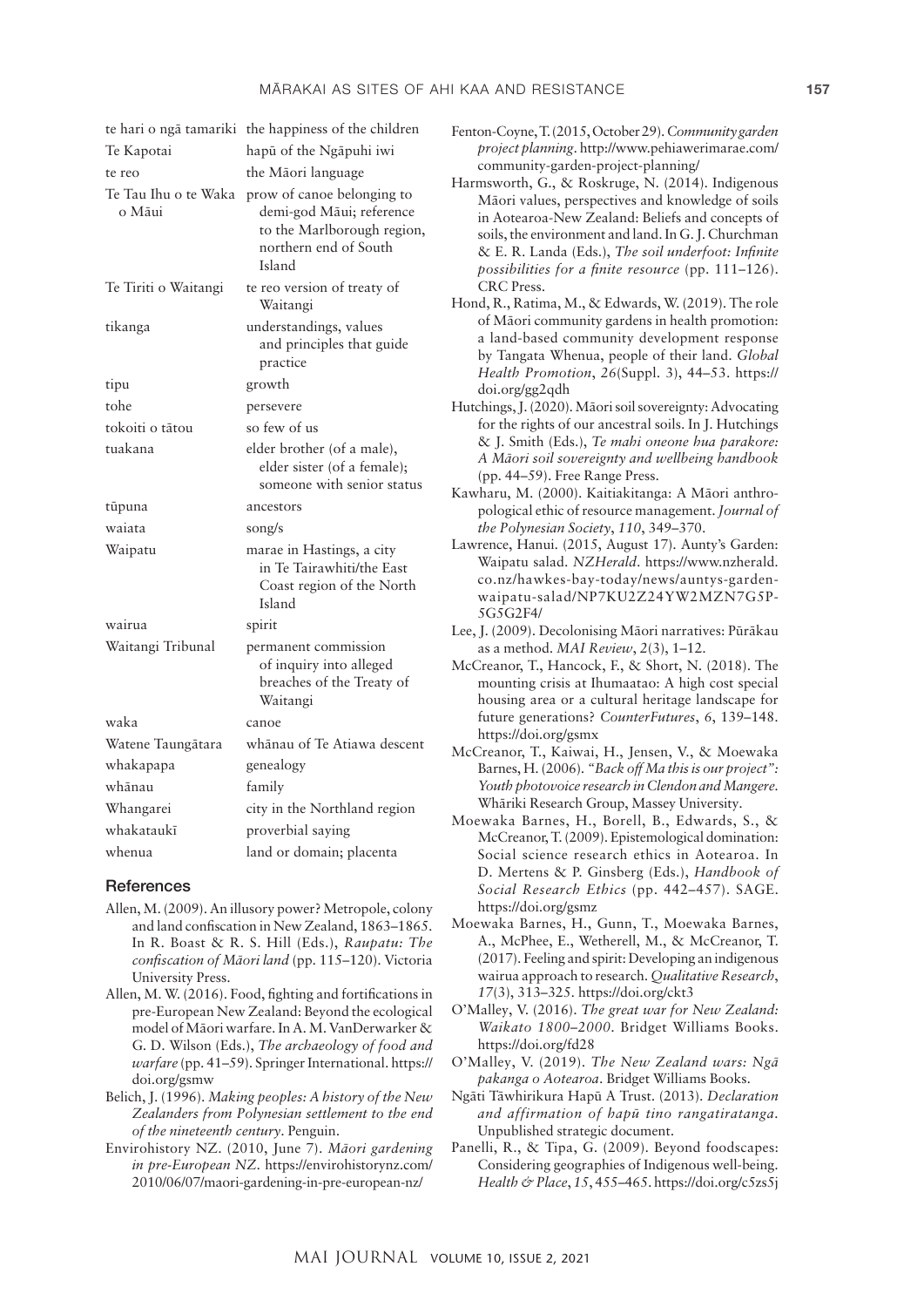| | |
|---|---|
| te hari o ngā tamariki | the happiness of the children |
| Te Kapotai | hapū of the Ngāpuhi iwi |
| te reo | the Māori language |
| Te Tau Ihu o te Waka o Māui | prow of canoe belonging to demi-god Māui; reference to the Marlborough region, northern end of South Island |
| Te Tiriti o Waitangi | te reo version of treaty of Waitangi |
| tikanga | understandings, values and principles that guide practice |
| tipu | growth |
| tohe | persevere |
| tokoiti o tātou | so few of us |
| tuakana | elder brother (of a male), elder sister (of a female); someone with senior status |
| tūpuna | ancestors |
| waiata | song/s |
| Waipatu | marae in Hastings, a city in Te Tairawhiti/the East Coast region of the North Island |
| wairua | spirit |
| Waitangi Tribunal | permanent commission of inquiry into alleged breaches of the Treaty of Waitangi |
| waka | canoe |
| Watene Taungātara | whānau of Te Atiawa descent |
| whakapapa | genealogy |
| whānau | family |
| Whangarei | city in the Northland region |
| whakataukī | proverbial saying |
| whenua | land or domain; placenta |

## References

Allen, M. (2009). An illusory power? Metropole, colony and land confiscation in New Zealand, 1863–1865. In R. Boast & R. S. Hill (Eds.), *Raupatu: The confiscation of Māori land* (pp. 115–120). Victoria University Press.

Allen, M. W. (2016). Food, fighting and fortifications in pre-European New Zealand: Beyond the ecological model of Māori warfare. In A. M. VanDerwarker & G. D. Wilson (Eds.), *The archaeology of food and warfare* (pp. 41–59). Springer International. https://doi.org/gsmw

Belich, J. (1996). *Making peoples: A history of the New Zealanders from Polynesian settlement to the end of the nineteenth century*. Penguin.

Envirohistory NZ. (2010, June 7). *Māori gardening in pre-European NZ*. https://envirohistorynz.com/2010/06/07/maori-gardening-in-pre-european-nz/

Fenton-Coyne, T. (2015, October 29). *Community garden project planning*. http://www.pehiawerimarae.com/community-garden-project-planning/

Harmsworth, G., & Roskruge, N. (2014). Indigenous Māori values, perspectives and knowledge of soils in Aotearoa-New Zealand: Beliefs and concepts of soils, the environment and land. In G. J. Churchman & E. R. Landa (Eds.), *The soil underfoot: Infinite possibilities for a finite resource* (pp. 111–126). CRC Press.

Hond, R., Ratima, M., & Edwards, W. (2019). The role of Māori community gardens in health promotion: a land-based community development response by Tangata Whenua, people of their land. *Global Health Promotion*, *26*(Suppl. 3), 44–53. https://doi.org/gg2qdh

Hutchings, J. (2020). Māori soil sovereignty: Advocating for the rights of our ancestral soils. In J. Hutchings & J. Smith (Eds.), *Te mahi oneone hua parakore: A Māori soil sovereignty and wellbeing handbook* (pp. 44–59). Free Range Press.

Kawharu, M. (2000). Kaitiakitanga: A Māori anthropological ethic of resource management. *Journal of the Polynesian Society*, *110*, 349–370.

Lawrence, Hanui. (2015, August 17). Aunty's Garden: Waipatu salad. *NZHerald*. https://www.nzherald.co.nz/hawkes-bay-today/news/auntys-garden-waipatu-salad/NP7KU2Z24YW2MZN7G5P5G5G2F4/

Lee, J. (2009). Decolonising Māori narratives: Pūrākau as a method. *MAI Review*, *2*(3), 1–12.

McCreanor, T., Hancock, F., & Short, N. (2018). The mounting crisis at Ihumaatao: A high cost special housing area or a cultural heritage landscape for future generations? *CounterFutures*, *6*, 139–148. https://doi.org/gsmx

McCreanor, T., Kaiwai, H., Jensen, V., & Moewaka Barnes, H. (2006). *"Back off Ma this is our project": Youth photovoice research in Clendon and Mangere*. Whāriki Research Group, Massey University.

Moewaka Barnes, H., Borell, B., Edwards, S., & McCreanor, T. (2009). Epistemological domination: Social science research ethics in Aotearoa. In D. Mertens & P. Ginsberg (Eds.), *Handbook of Social Research Ethics* (pp. 442–457). SAGE. https://doi.org/gsmz

Moewaka Barnes, H., Gunn, T., Moewaka Barnes, A., McPhee, E., Wetherell, M., & McCreanor, T. (2017). Feeling and spirit: Developing an indigenous wairua approach to research. *Qualitative Research*, *17*(3), 313–325. https://doi.org/ckt3

O'Malley, V. (2016). *The great war for New Zealand: Waikato 1800–2000*. Bridget Williams Books. https://doi.org/fd28

O'Malley, V. (2019). *The New Zealand wars: Ngā pakanga o Aotearoa*. Bridget Williams Books.

Ngāti Tāwhirikura Hapū A Trust. (2013). *Declaration and affirmation of hapū tino rangatiratanga*. Unpublished strategic document.

Panelli, R., & Tipa, G. (2009). Beyond foodscapes: Considering geographies of Indigenous well-being. *Health & Place*, *15*, 455–465. https://doi.org/c5zs5j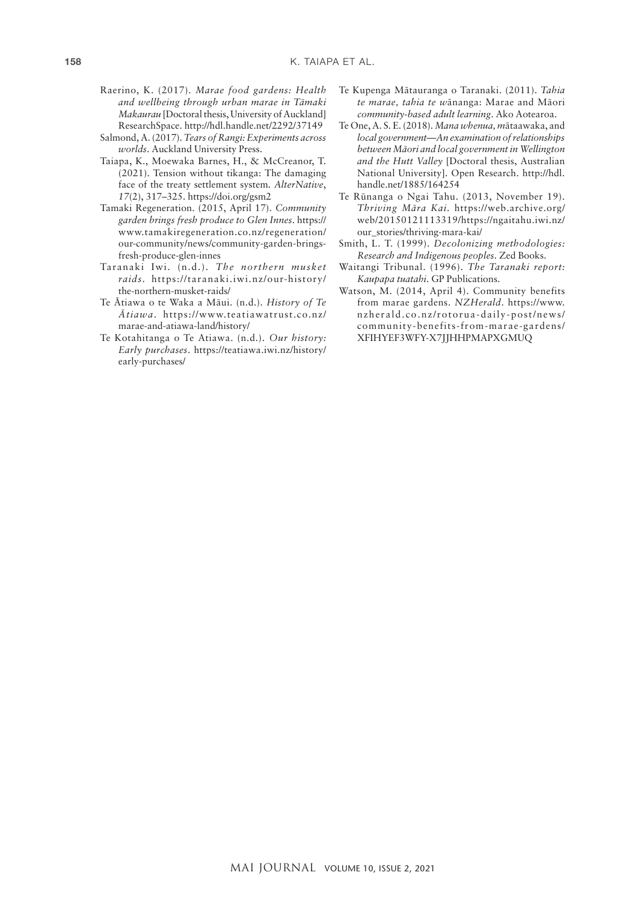Raerino, K. (2017). *Marae food gardens: Health and wellbeing through urban marae in Tāmaki Makaurau* [Doctoral thesis, University of Auckland] ResearchSpace. http://hdl.handle.net/2292/37149

Salmond, A. (2017). *Tears of Rangi: Experiments across worlds*. Auckland University Press.

Taiapa, K., Moewaka Barnes, H., & McCreanor, T. (2021). Tension without tikanga: The damaging face of the treaty settlement system. *AlterNative*, *17*(2), 317–325. https://doi.org/gsm2

Tamaki Regeneration. (2015, April 17). *Community garden brings fresh produce to Glen Innes*. https://www.tamakiregeneration.co.nz/regeneration/our-community/news/community-garden-brings-fresh-produce-glen-innes

Taranaki Iwi. (n.d.). *The northern musket raids*. https://taranaki.iwi.nz/our-history/the-northern-musket-raids/

Te Ātiawa o te Waka a Māui. (n.d.). *History of Te Ātiawa*. https://www.teatiawatrust.co.nz/marae-and-atiawa-land/history/

Te Kotahitanga o Te Atiawa. (n.d.). *Our history: Early purchases*. https://teatiawa.iwi.nz/history/early-purchases/

Te Kupenga Mātauranga o Taranaki. (2011). *Tahia te marae, tahia te w*ānanga: Marae and Māori *community-based adult learning*. Ako Aotearoa.

Te One, A. S. E. (2018). *Mana whenua, m*ātaawaka, and *local government—An examination of relationships between Māori and local government in Wellington and the Hutt Valley* [Doctoral thesis, Australian National University]. Open Research. http://hdl.handle.net/1885/164254

Te Rūnanga o Ngai Tahu. (2013, November 19). *Thriving Māra Kai*. https://web.archive.org/web/20150121113319/https://ngaitahu.iwi.nz/our_stories/thriving-mara-kai/

Smith, L. T. (1999). *Decolonizing methodologies: Research and Indigenous peoples*. Zed Books.

Waitangi Tribunal. (1996). *The Taranaki report: Kaupapa tuatahi*. GP Publications.

Watson, M. (2014, April 4). Community benefits from marae gardens. *NZHerald*. https://www.nzherald.co.nz/rotorua-daily-post/news/community-benefits-from-marae-gardens/XFIHYEF3WFY-X7JJHHPMAPXGMUQ